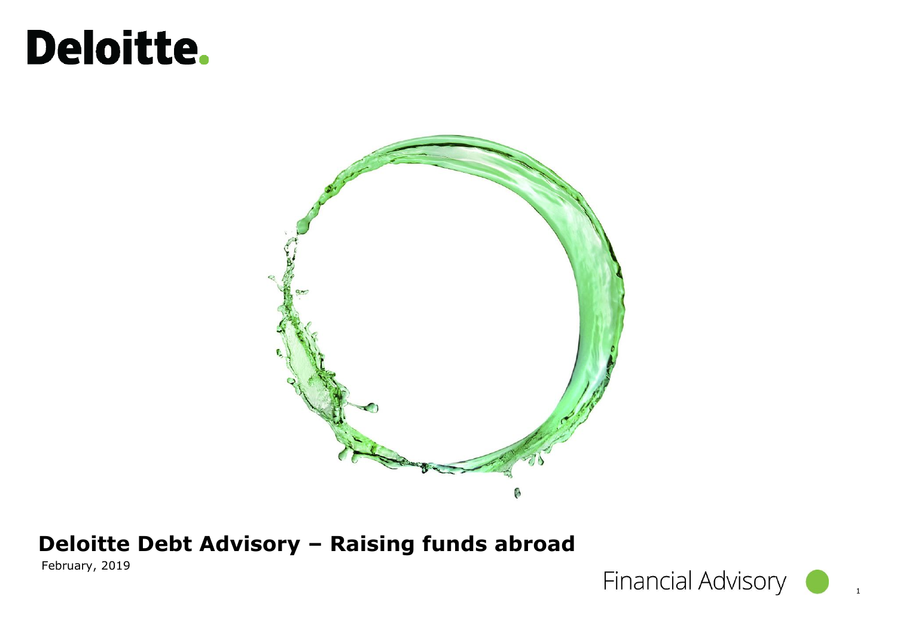Deloitte.

# Deloitte Debt Advisory – Raising funds abroad

February, 2019

Financial Advisory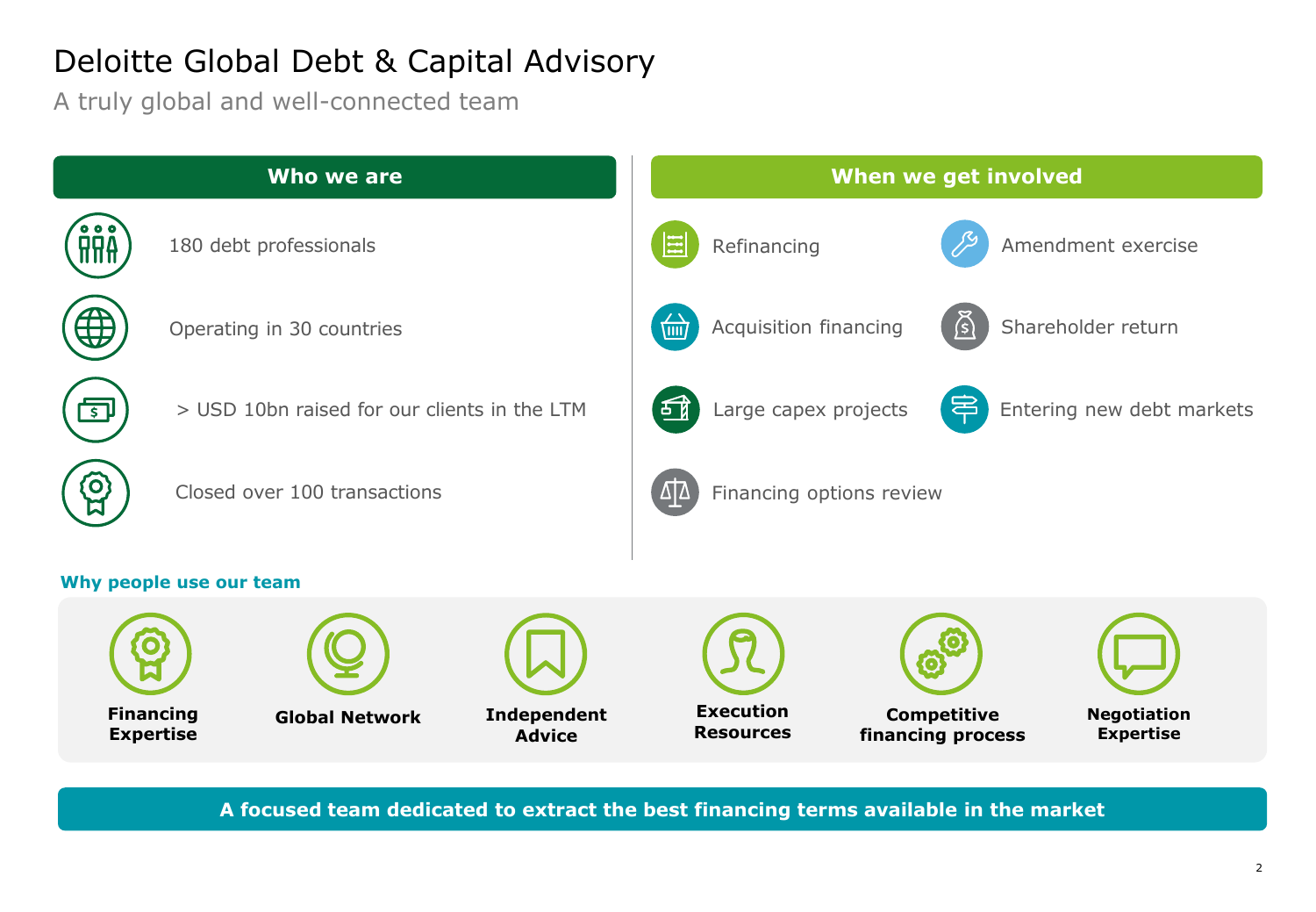# Deloitte Global Debt & Capital Advisory

A truly global and well-connected team

## Who we are

- 180 debt professionals
- Operating in 30 countries
- > USD 10bn raised for our clients in the LTM
- Closed over 100 transactions

## When we get involved

- Refinancing
- Amendment exercise
- Acquisition financing
- Shareholder return
- Large capex projects
- Entering new debt markets
- Financing options review

**Why people use our team**

- **Financing Expertise**
- **Global Network**
- **Independent Advice**
- **Execution Resources**
- **Competitive financing process**
- **Negotiation Expertise**

**A focused team dedicated to extract the best financing terms available in the market**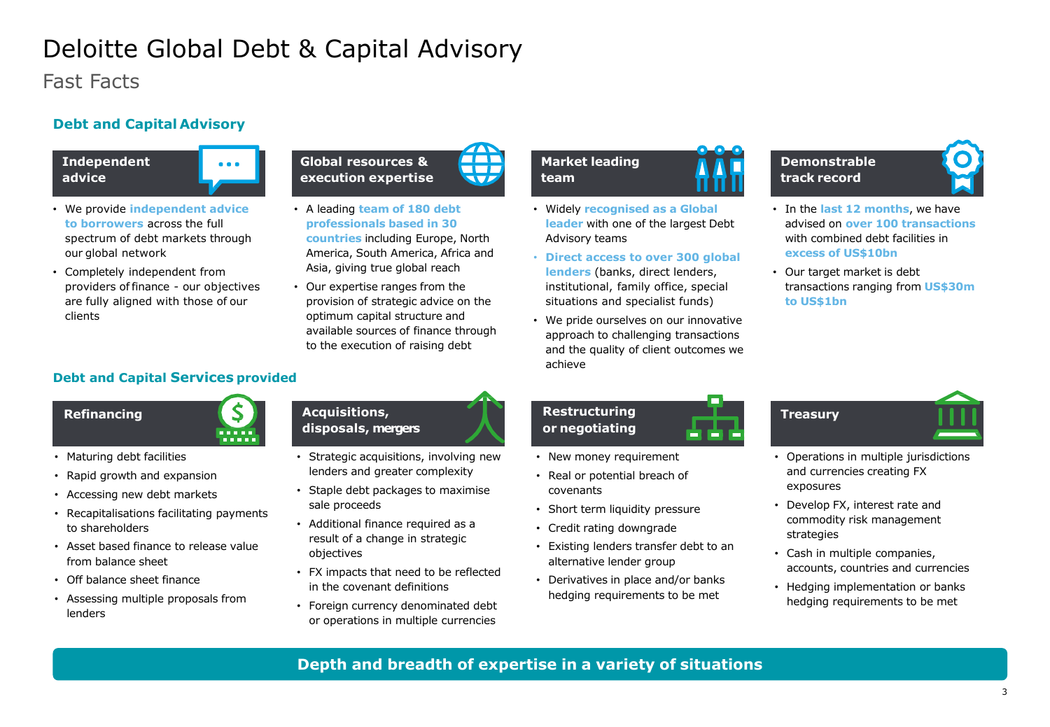# Deloitte Global Debt & Capital Advisory

## Fast Facts

### Debt and Capital Advisory

#### Independent advice

- We provide **independent advice to borrowers** across the full spectrum of debt markets through our global network
- Completely independent from providers of finance - our objectives are fully aligned with those of our clients

#### Global resources & execution expertise

- A leading **team of 180 debt professionals based in 30 countries** including Europe, North America, South America, Africa and Asia, giving true global reach
- Our expertise ranges from the provision of strategic advice on the optimum capital structure and available sources of finance through to the execution of raising debt

#### Market leading team

- Widely **recognised as a Global leader** with one of the largest Debt Advisory teams
- **Direct access to over 300 global lenders** (banks, direct lenders, institutional, family office, special situations and specialist funds)
- We pride ourselves on our innovative approach to challenging transactions and the quality of client outcomes we achieve

#### Demonstrable track record

- In the **last 12 months**, we have advised on **over 100 transactions** with combined debt facilities in **excess of US$10bn**
- Our target market is debt transactions ranging from **US$30m to US$1bn**

### Debt and Capital Services provided

#### Refinancing

- Maturing debt facilities
- Rapid growth and expansion
- Accessing new debt markets
- Recapitalisations facilitating payments to shareholders
- Asset based finance to release value from balance sheet
- Off balance sheet finance
- Assessing multiple proposals from lenders

#### Acquisitions, disposals, mergers

- Strategic acquisitions, involving new lenders and greater complexity
- Staple debt packages to maximise sale proceeds
- Additional finance required as a result of a change in strategic objectives
- FX impacts that need to be reflected in the covenant definitions
- Foreign currency denominated debt or operations in multiple currencies

#### Restructuring or negotiating

- New money requirement
- Real or potential breach of covenants
- Short term liquidity pressure
- Credit rating downgrade
- Existing lenders transfer debt to an alternative lender group
- Derivatives in place and/or banks hedging requirements to be met

#### Treasury

- Operations in multiple jurisdictions and currencies creating FX exposures
- Develop FX, interest rate and commodity risk management strategies
- Cash in multiple companies, accounts, countries and currencies
- Hedging implementation or banks hedging requirements to be met

**Depth and breadth of expertise in a variety of situations**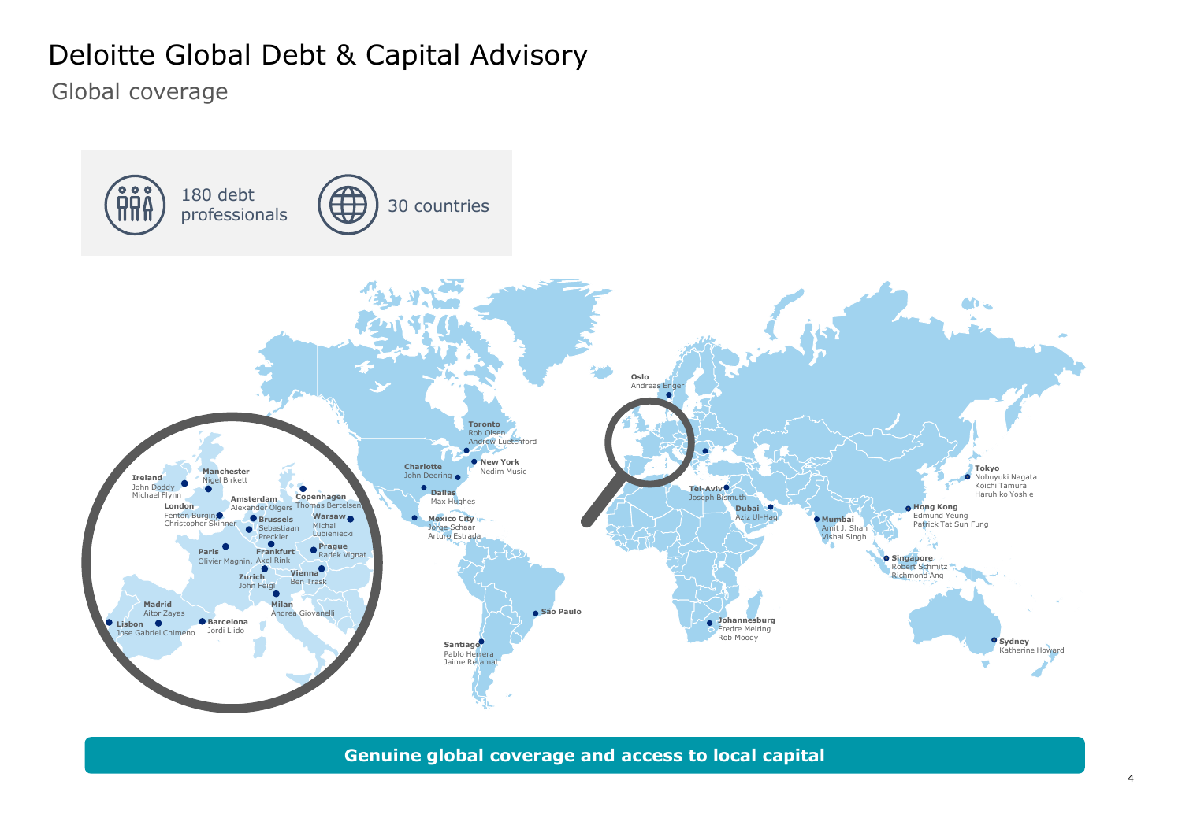# Deloitte Global Debt & Capital Advisory

## Global coverage

180 debt professionals

30 countries

**Oslo** Andreas Enger

**Toronto** Rob Olsen, Andrew Luetchford

**New York** Nedim Music

**Charlotte** John Deering

**Dallas** Max Hughes

**Mexico City** Jorge Schaar, Arturo Estrada

**São Paulo**

**Santiago** Pablo Herrera, Jaime Retamal

**Tel-Aviv** Joseph Bismuth

**Dubai** Aziz Ul-Haq

**Mumbai** Amit J. Shah, Vishal Singh

**Johannesburg** Fredre Meiring, Rob Moody

**Hong Kong** Edmund Yeung, Patrick Tat Sun Fung

**Tokyo** Nobuyuki Nagata, Koichi Tamura, Haruhiko Yoshie

**Singapore** Robert Schmitz, Richmond Ang

**Sydney** Katherine Howard

**Ireland** John Doddy, Michael Flynn

**Manchester** Nigel Birkett

**London** Fenton Burgin, Christopher Skinner

**Amsterdam** Alexander Olgers

**Copenhagen** Thomas Bertelsen

**Brussels** Sebastiaan Preckler

**Warsaw** Michal Lubieniecki

**Paris** Olivier Magnin

**Frankfurt** Axel Rink

**Prague** Radek Vignat

**Zurich** John Feigl

**Vienna** Ben Trask

**Milan** Andrea Giovanelli

**Madrid** Aitor Zayas

**Lisbon** Jose Gabriel Chimeno

**Barcelona** Jordi Llido

**Genuine global coverage and access to local capital**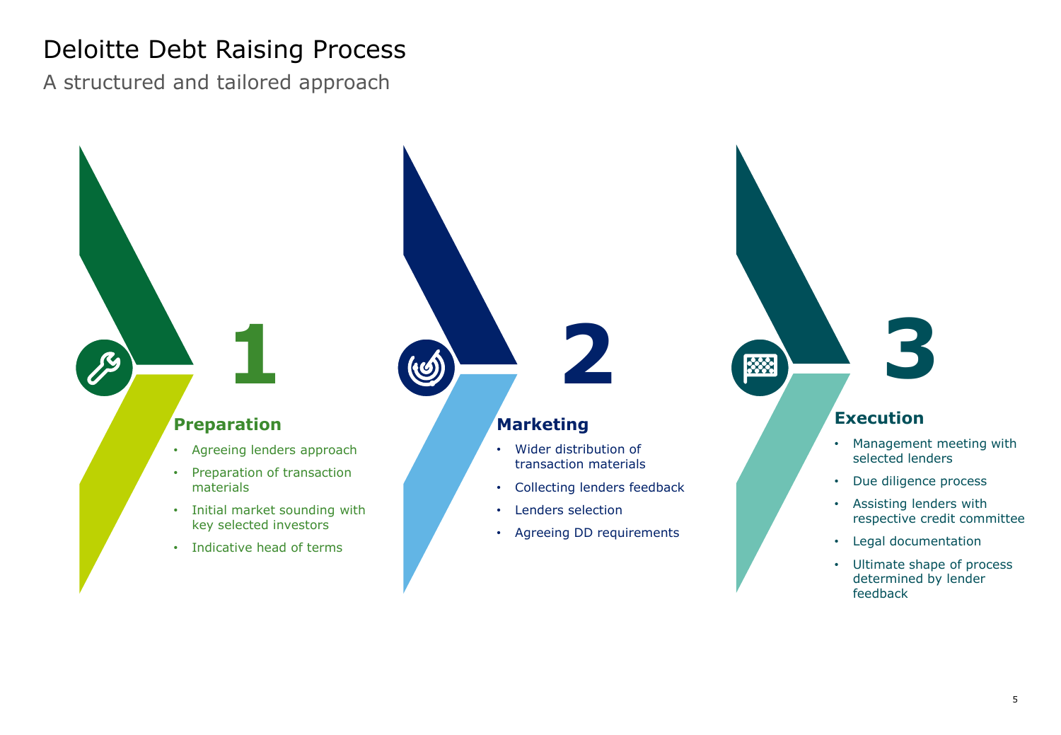# Deloitte Debt Raising Process

A structured and tailored approach

## 1 Preparation

- Agreeing lenders approach
- Preparation of transaction materials
- Initial market sounding with key selected investors
- Indicative head of terms

## 2 Marketing

- Wider distribution of transaction materials
- Collecting lenders feedback
- Lenders selection
- Agreeing DD requirements

## 3 Execution

- Management meeting with selected lenders
- Due diligence process
- Assisting lenders with respective credit committee
- Legal documentation
- Ultimate shape of process determined by lender feedback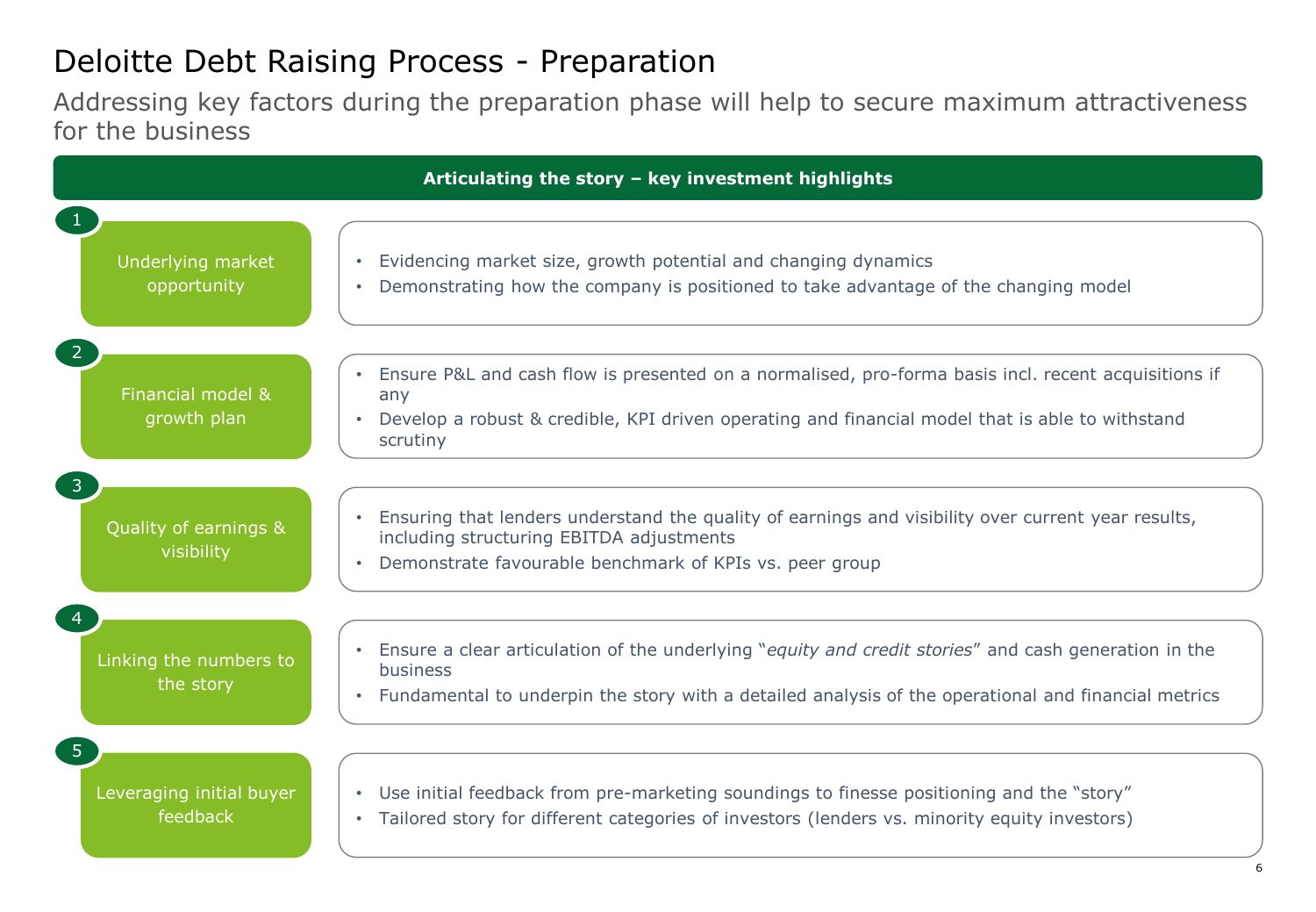# Deloitte Debt Raising Process - Preparation

## Addressing key factors during the preparation phase will help to secure maximum attractiveness for the business

**Articulating the story – key investment highlights**

### 1. Underlying market opportunity

- Evidencing market size, growth potential and changing dynamics
- Demonstrating how the company is positioned to take advantage of the changing model

### 2. Financial model & growth plan

- Ensure P&L and cash flow is presented on a normalised, pro-forma basis incl. recent acquisitions if any
- Develop a robust & credible, KPI driven operating and financial model that is able to withstand scrutiny

### 3. Quality of earnings & visibility

- Ensuring that lenders understand the quality of earnings and visibility over current year results, including structuring EBITDA adjustments
- Demonstrate favourable benchmark of KPIs vs. peer group

### 4. Linking the numbers to the story

- Ensure a clear articulation of the underlying "*equity and credit stories*" and cash generation in the business
- Fundamental to underpin the story with a detailed analysis of the operational and financial metrics

### 5. Leveraging initial buyer feedback

- Use initial feedback from pre-marketing soundings to finesse positioning and the "story"
- Tailored story for different categories of investors (lenders vs. minority equity investors)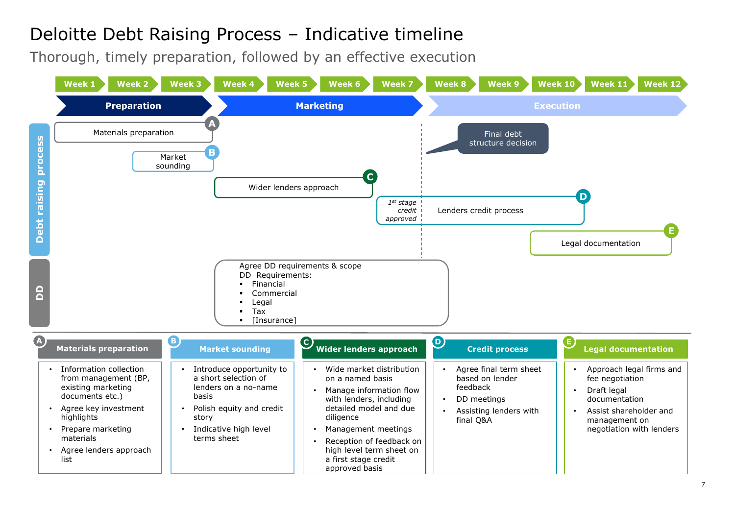# Deloitte Debt Raising Process – Indicative timeline

## Thorough, timely preparation, followed by an effective execution

Week 1 | Week 2 | Week 3 | Week 4 | Week 5 | Week 6 | Week 7 | Week 8 | Week 9 | Week 10 | Week 11 | Week 12

**Preparation** (Weeks 1–3) | **Marketing** (Weeks 4–7) | **Execution** (Weeks 8–12)

**Debt raising process**

- Materials preparation (A)
- Market sounding (B)
- Wider lenders approach (C)
- Lenders credit process (D) — *1st stage credit approved*
- Final debt structure decision
- Legal documentation (E)

**DD**

Agree DD requirements & scope
DD Requirements:
- Financial
- Commercial
- Legal
- Tax
- [Insurance]

**A – Materials preparation**

- Information collection from management (BP, existing marketing documents etc.)
- Agree key investment highlights
- Prepare marketing materials
- Agree lenders approach list

**B – Market sounding**

- Introduce opportunity to a short selection of lenders on a no-name basis
- Polish equity and credit story
- Indicative high level terms sheet

**C – Wider lenders approach**

- Wide market distribution on a named basis
- Manage information flow with lenders, including detailed model and due diligence
- Management meetings
- Reception of feedback on high level term sheet on a first stage credit approved basis

**D – Credit process**

- Agree final term sheet based on lender feedback
- DD meetings
- Assisting lenders with final Q&A

**E – Legal documentation**

- Approach legal firms and fee negotiation
- Draft legal documentation
- Assist shareholder and management on negotiation with lenders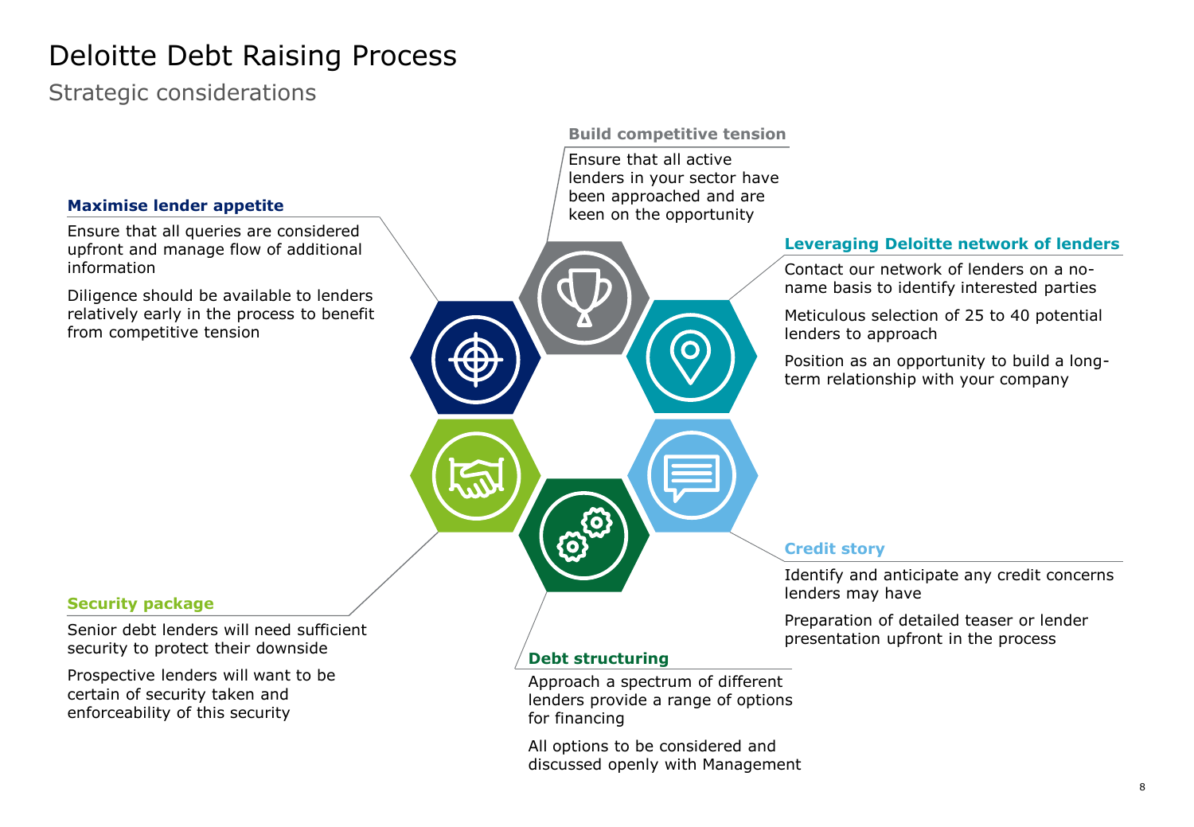# Deloitte Debt Raising Process

## Strategic considerations

### Maximise lender appetite

Ensure that all queries are considered upfront and manage flow of additional information

Diligence should be available to lenders relatively early in the process to benefit from competitive tension

### Build competitive tension

Ensure that all active lenders in your sector have been approached and are keen on the opportunity

### Leveraging Deloitte network of lenders

Contact our network of lenders on a no-name basis to identify interested parties

Meticulous selection of 25 to 40 potential lenders to approach

Position as an opportunity to build a long-term relationship with your company

### Credit story

Identify and anticipate any credit concerns lenders may have

Preparation of detailed teaser or lender presentation upfront in the process

### Debt structuring

Approach a spectrum of different lenders provide a range of options for financing

All options to be considered and discussed openly with Management

### Security package

Senior debt lenders will need sufficient security to protect their downside

Prospective lenders will want to be certain of security taken and enforceability of this security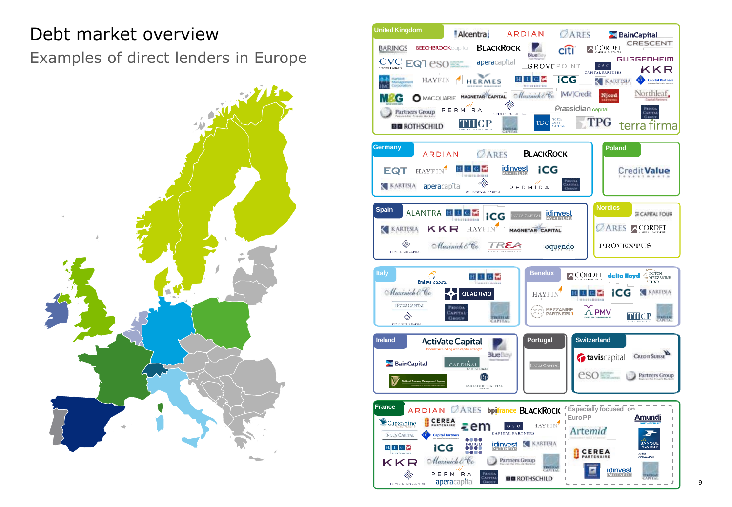# Debt market overview

## Examples of direct lenders in Europe

### United Kingdom

Alcentra, ARDIAN, ARES, BainCapital, BARINGS, BEECHBROOK capital, BLACKROCK, BlueBay, citi, CORDET, CRESCENT, CVC Capital Partners, EQT, eso, aperacapital, GROVEPOINT, GSO Capital Partners, GUGGENHEIM, KKR, Harbert Management Corporation, HAYFIN, HERMES, HIG WhiteHorse, ICG, KARTESIA, LGT Capital Partners, M&G, MACQUARIE, MAGNETAR CAPITAL, Muzinich & Co, MV Credit, Njord Partners, Northleaf Capital Partners, Partners Group, PERMIRA, Pemberton Capital, Praesidian capital, Pricoa Capital Group, ROTHSCHILD, THCP, Tikehau Capital, TDC, Tosca Debt Capital, TPG, terra firma

### Germany

ARDIAN, ARES, BLACKROCK, EQT, HAYFIN, HIG WhiteHorse, idinvest partners, ICG, KARTESIA, aperacapital, Pemberton Capital, PERMIRA, Pricoa Capital Group

### Poland

Credit Value Investments

### Spain

ALANTRA, HIG WhiteHorse, ICG, Incus Capital, idinvest partners, KARTESIA, KKR, HAYFIN, MAGNETAR CAPITAL, Pemberton Capital, Muzinich & Co, TREA Capital Partners, oquendo

### Nordics

Capital Four, ARES, CORDET, PROVENTUS

### Italy

Emisys capital, HIG WhiteHorse, Muzinich & Co, QUADRIVIO, Incus Capital, Pricoa Capital Group, Pemberton Capital, Tikehau Capital

### Benelux

CORDET, delta lloyd, Dutch Mezzanine Fund, HAYFIN, HIG WhiteHorse, ICG, KARTESIA, Mezzanine Partners, PMV, THCP, Tikehau Capital

### Ireland

Activate Capital, BlueBay, BainCapital, Cardinal Capital Group, National Treasury Management Agency, Harisport Capital

### Portugal

Incus Capital

### Switzerland

taviscapital, Credit Suisse, eso, Partners Group

### France

ARDIAN, ARES, bpifrance, BLACKROCK, Capzanine, CEREA Partenaire, zem, GSO Capital Partners, HAYFIN, Incus Capital, LGT Capital Partners, Indigo, HIG WhiteHorse, ICG, idinvest partners, KARTESIA, KKR, Muzinich & Co, Partners Group, Tikehau Capital, Pemberton Capital, PERMIRA, Pricoa Capital Group, aperacapital, ROTHSCHILD

**Especially focused on EuroPP:** Amundi, Artemid, La Banque Postale Asset Management, CEREA Partenaire, idinvest partners, Tikehau Capital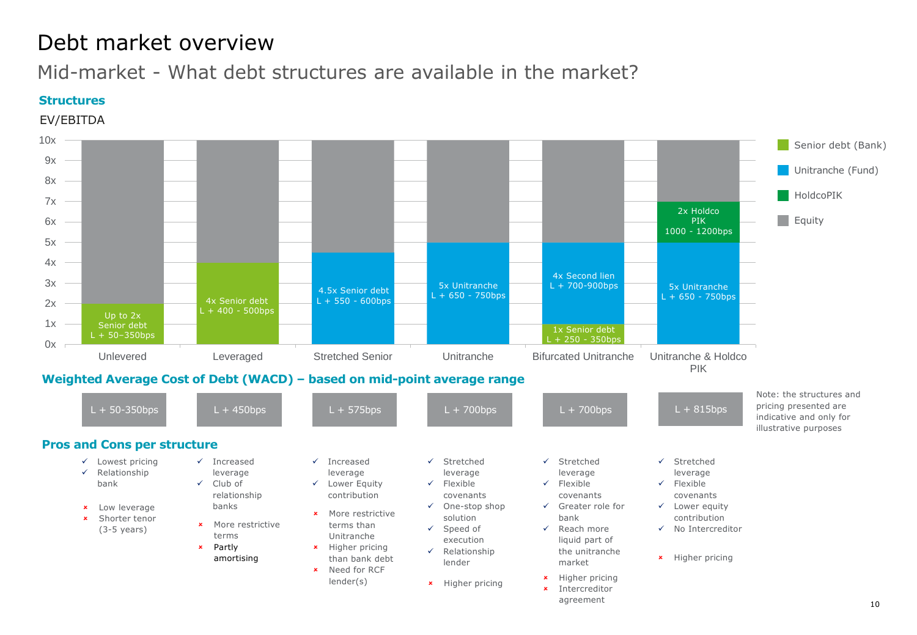# Debt market overview

## Mid-market - What debt structures are available in the market?

### Structures

EV/EBITDA

| Structure | Senior debt (Bank) | Unitranche (Fund) | HoldcoPIK | Equity |
|---|---|---|---|---|
| Unlevered | Up to 2x Senior debt L + 50–350bps | | | Remainder to 10x |
| Leveraged | 4x Senior debt L + 400 - 500bps | | | Remainder to 10x |
| Stretched Senior | | 4.5x Senior debt L + 550 - 600bps | | Remainder to 10x |
| Unitranche | | 5x Unitranche L + 650 - 750bps | | Remainder to 10x |
| Bifurcated Unitranche | 1x Senior debt L + 250 - 350bps | 4x Second lien L + 700-900bps | | Remainder to 10x |
| Unitranche & Holdco PIK | | 5x Unitranche L + 650 - 750bps | 2x Holdco PIK 1000 - 1200bps | Remainder to 10x |

### Weighted Average Cost of Debt (WACD) – based on mid-point average range

| Unlevered | Leveraged | Stretched Senior | Unitranche | Bifurcated Unitranche | Unitranche & Holdco PIK |
|---|---|---|---|---|---|
| L + 50-350bps | L + 450bps | L + 575bps | L + 700bps | L + 700bps | L + 815bps |

Note: the structures and pricing presented are indicative and only for illustrative purposes

### Pros and Cons per structure

**Unlevered**
- ✓ Lowest pricing
- ✓ Relationship bank
- × Low leverage
- × Shorter tenor (3-5 years)

**Leveraged**
- ✓ Increased leverage
- ✓ Club of relationship banks
- × More restrictive terms
- × Partly amortising

**Stretched Senior**
- ✓ Increased leverage
- ✓ Lower Equity contribution
- × More restrictive terms than Unitranche
- × Higher pricing than bank debt
- × Need for RCF lender(s)

**Unitranche**
- ✓ Stretched leverage
- ✓ Flexible covenants
- ✓ One-stop shop solution
- ✓ Speed of execution
- ✓ Relationship lender
- × Higher pricing

**Bifurcated Unitranche**
- ✓ Stretched leverage
- ✓ Flexible covenants
- ✓ Greater role for bank
- ✓ Reach more liquid part of the unitranche market
- × Higher pricing
- × Intercreditor agreement

**Unitranche & Holdco PIK**
- ✓ Stretched leverage
- ✓ Flexible covenants
- ✓ Lower equity contribution
- ✓ No Intercreditor
- × Higher pricing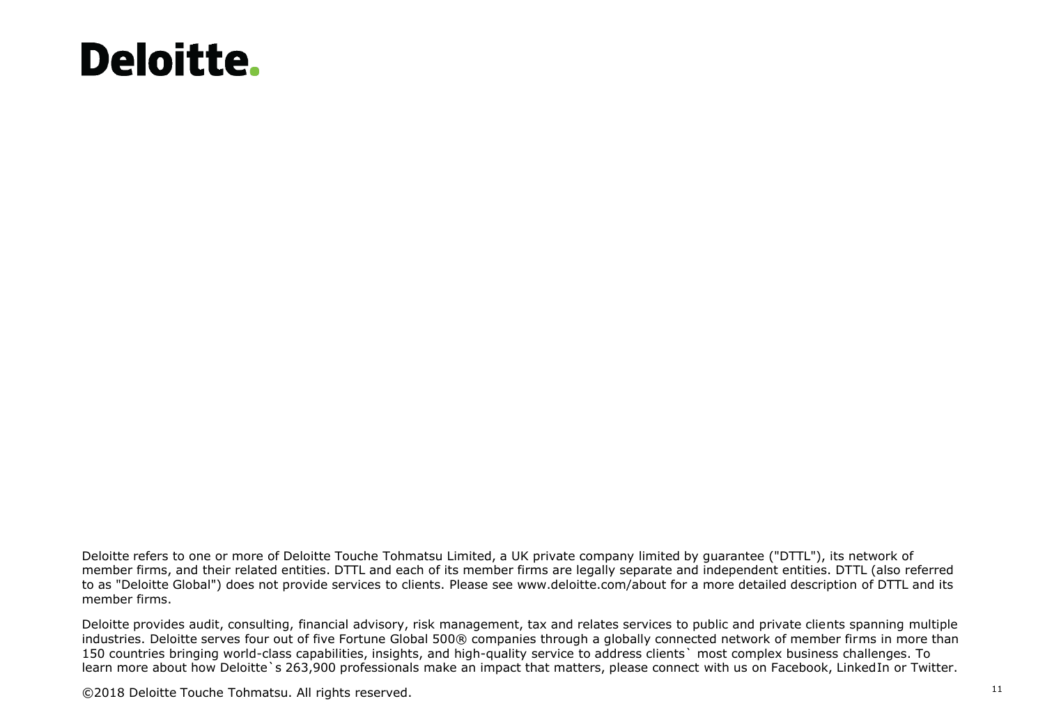# Deloitte.

Deloitte refers to one or more of Deloitte Touche Tohmatsu Limited, a UK private company limited by guarantee ("DTTL"), its network of member firms, and their related entities. DTTL and each of its member firms are legally separate and independent entities. DTTL (also referred to as "Deloitte Global") does not provide services to clients. Please see www.deloitte.com/about for a more detailed description of DTTL and its member firms.

Deloitte provides audit, consulting, financial advisory, risk management, tax and relates services to public and private clients spanning multiple industries. Deloitte serves four out of five Fortune Global 500® companies through a globally connected network of member firms in more than 150 countries bringing world-class capabilities, insights, and high-quality service to address clients` most complex business challenges. To learn more about how Deloitte`s 263,900 professionals make an impact that matters, please connect with us on Facebook, LinkedIn or Twitter.

©2018 Deloitte Touche Tohmatsu. All rights reserved.